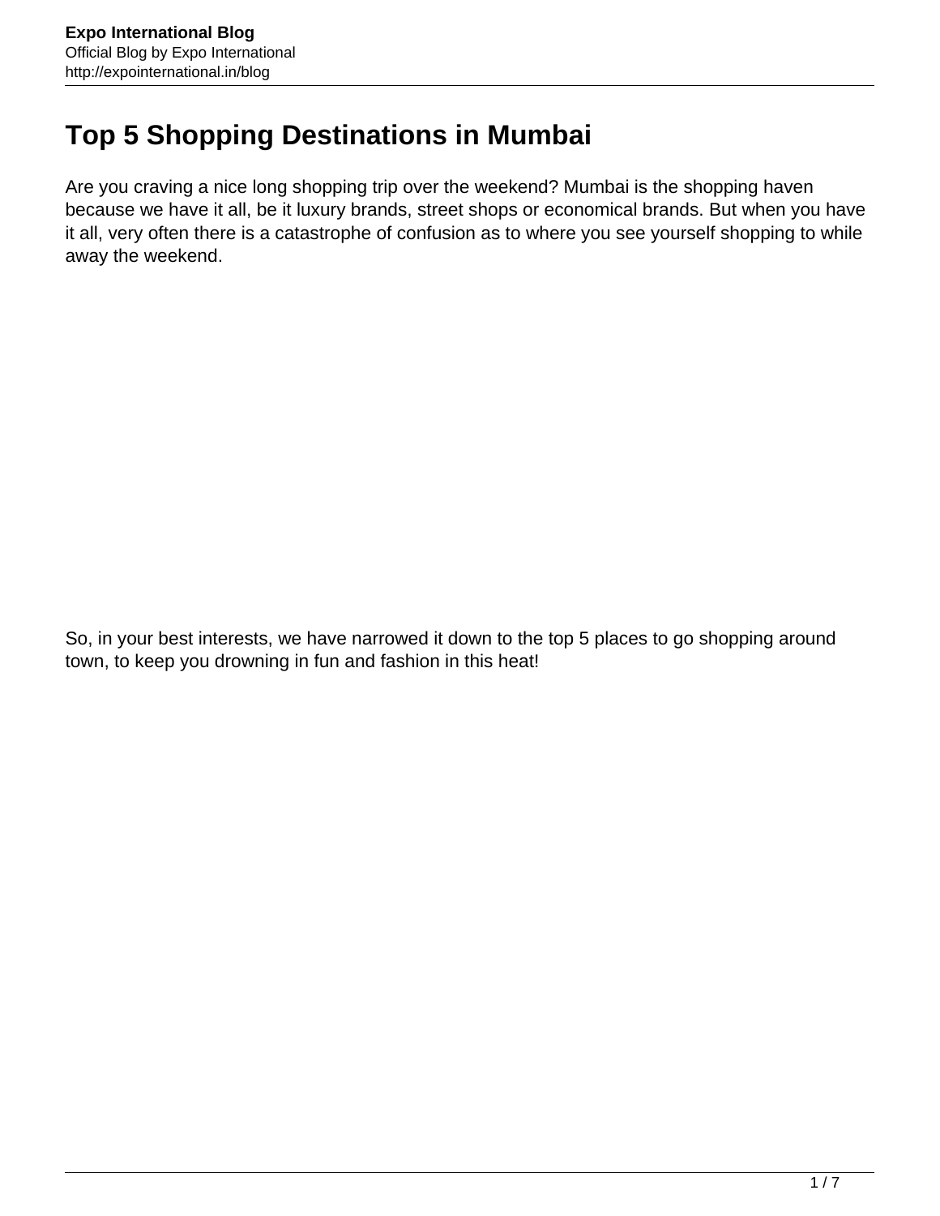# Top 5 Shopping Destinations in Mumbai

Are you craving a nice long shopping trip over the weekend? Mumbai is the shopping haven because we have it all, be it luxury brands, street shops or economical brands. But when you have it all, very often there is a catastrophe of confusion as to where you see yourself shopping to while away the weekend.

So, in your best interests, we have narrowed it down to the top 5 places to go shopping around town, to keep you drowning in fun and fashion in this heat!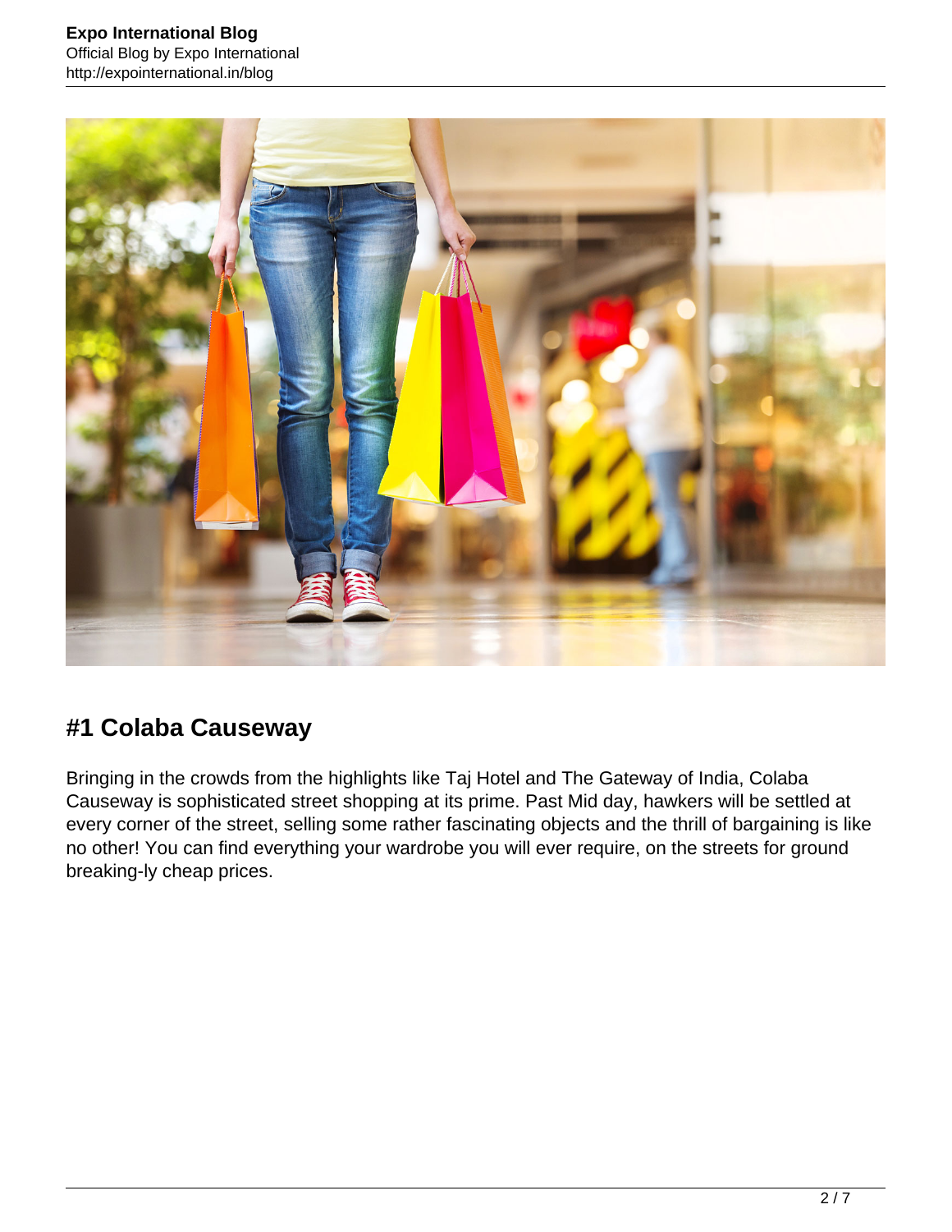## #1 Colaba Causeway

Bringing in the crowds from the highlights like Taj Hotel and The Gateway of India, Colaba Causeway is sophisticated street shopping at its prime. Past Mid day, hawkers will be settled at every corner of the street, selling some rather fascinating objects and the thrill of bargaining is like no other! You can find everything your wardrobe you will ever require, on the streets for ground breaking-ly cheap prices.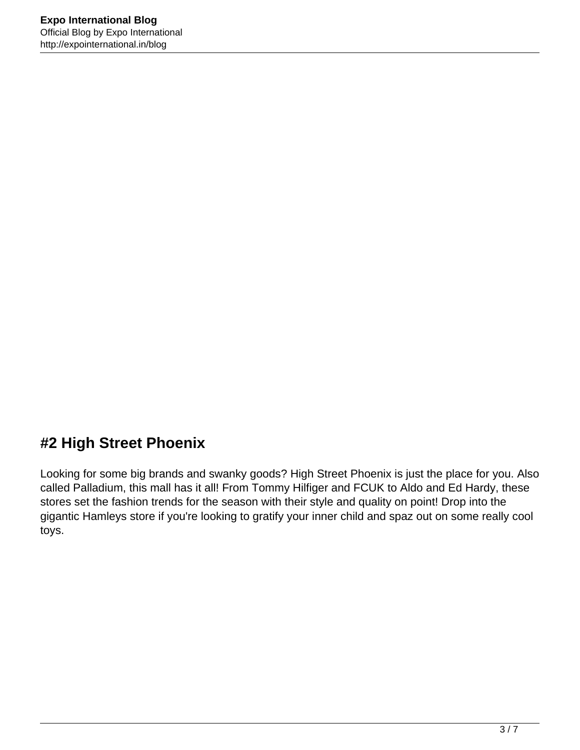## #2 High Street Phoenix

Looking for some big brands and swanky goods? High Street Phoenix is just the place for you. Also called Palladium, this mall has it all! From Tommy Hilfiger and FCUK to Aldo and Ed Hardy, these stores set the fashion trends for the season with their style and quality on point! Drop into the gigantic Hamleys store if you're looking to gratify your inner child and spaz out on some really cool toys.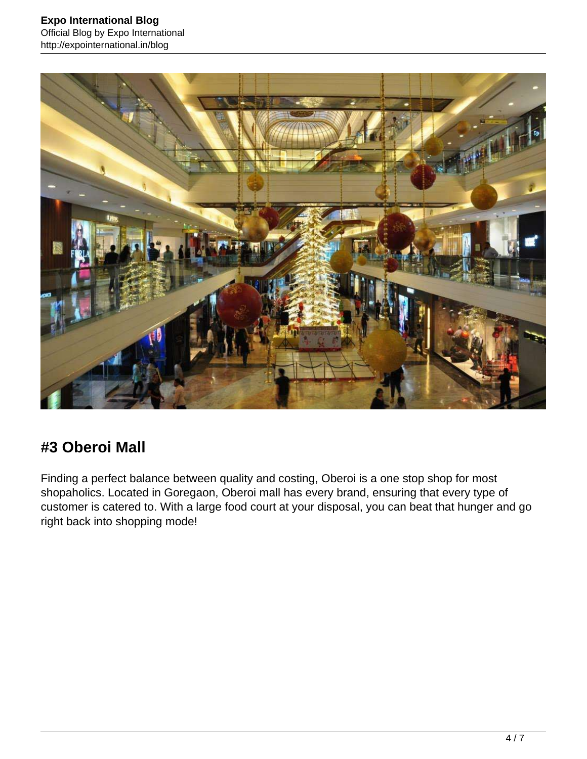## #3 Oberoi Mall

Finding a perfect balance between quality and costing, Oberoi is a one stop shop for most shopaholics. Located in Goregaon, Oberoi mall has every brand, ensuring that every type of customer is catered to. With a large food court at your disposal, you can beat that hunger and go right back into shopping mode!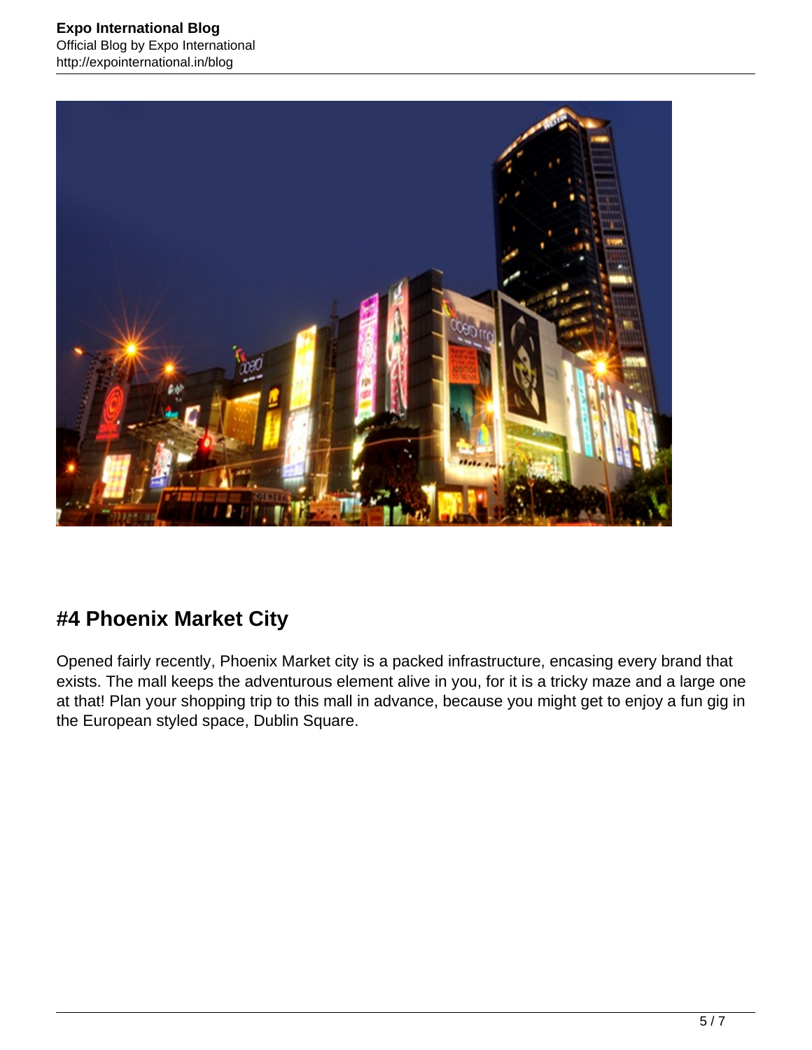## #4 Phoenix Market City

Opened fairly recently, Phoenix Market city is a packed infrastructure, encasing every brand that exists. The mall keeps the adventurous element alive in you, for it is a tricky maze and a large one at that! Plan your shopping trip to this mall in advance, because you might get to enjoy a fun gig in the European styled space, Dublin Square.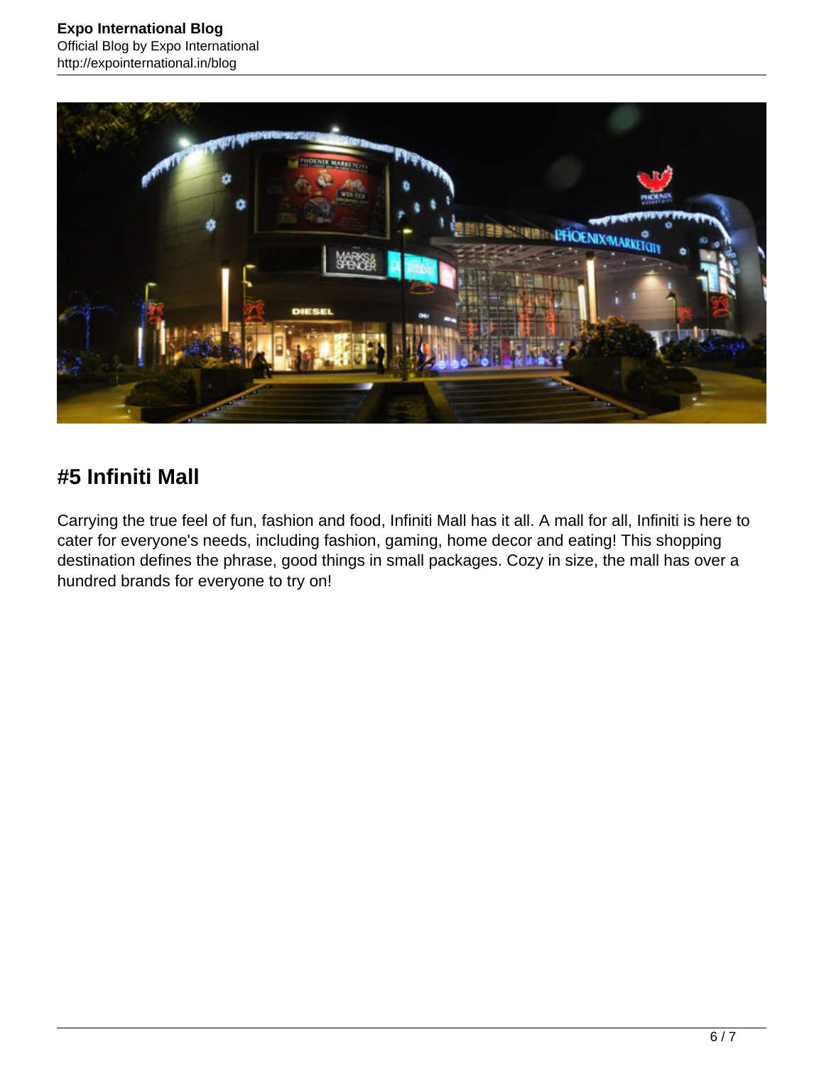## #5 Infiniti Mall

Carrying the true feel of fun, fashion and food, Infiniti Mall has it all. A mall for all, Infiniti is here to cater for everyone's needs, including fashion, gaming, home decor and eating! This shopping destination defines the phrase, good things in small packages. Cozy in size, the mall has over a hundred brands for everyone to try on!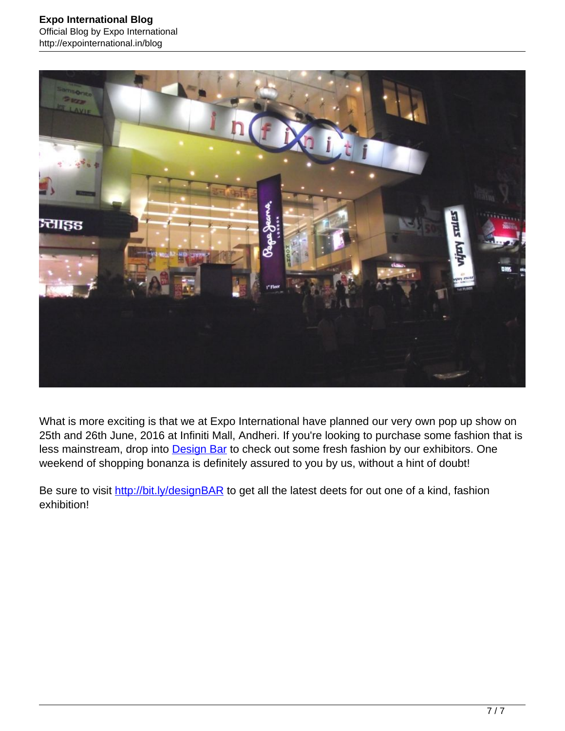What is more exciting is that we at Expo International have planned our very own pop up show on 25th and 26th June, 2016 at Infiniti Mall, Andheri. If you're looking to purchase some fashion that is less mainstream, drop into [Design Bar](http://bit.ly/designBAR) to check out some fresh fashion by our exhibitors. One weekend of shopping bonanza is definitely assured to you by us, without a hint of doubt!

Be sure to visit [http://bit.ly/designBAR](http://bit.ly/designBAR) to get all the latest deets for out one of a kind, fashion exhibition!